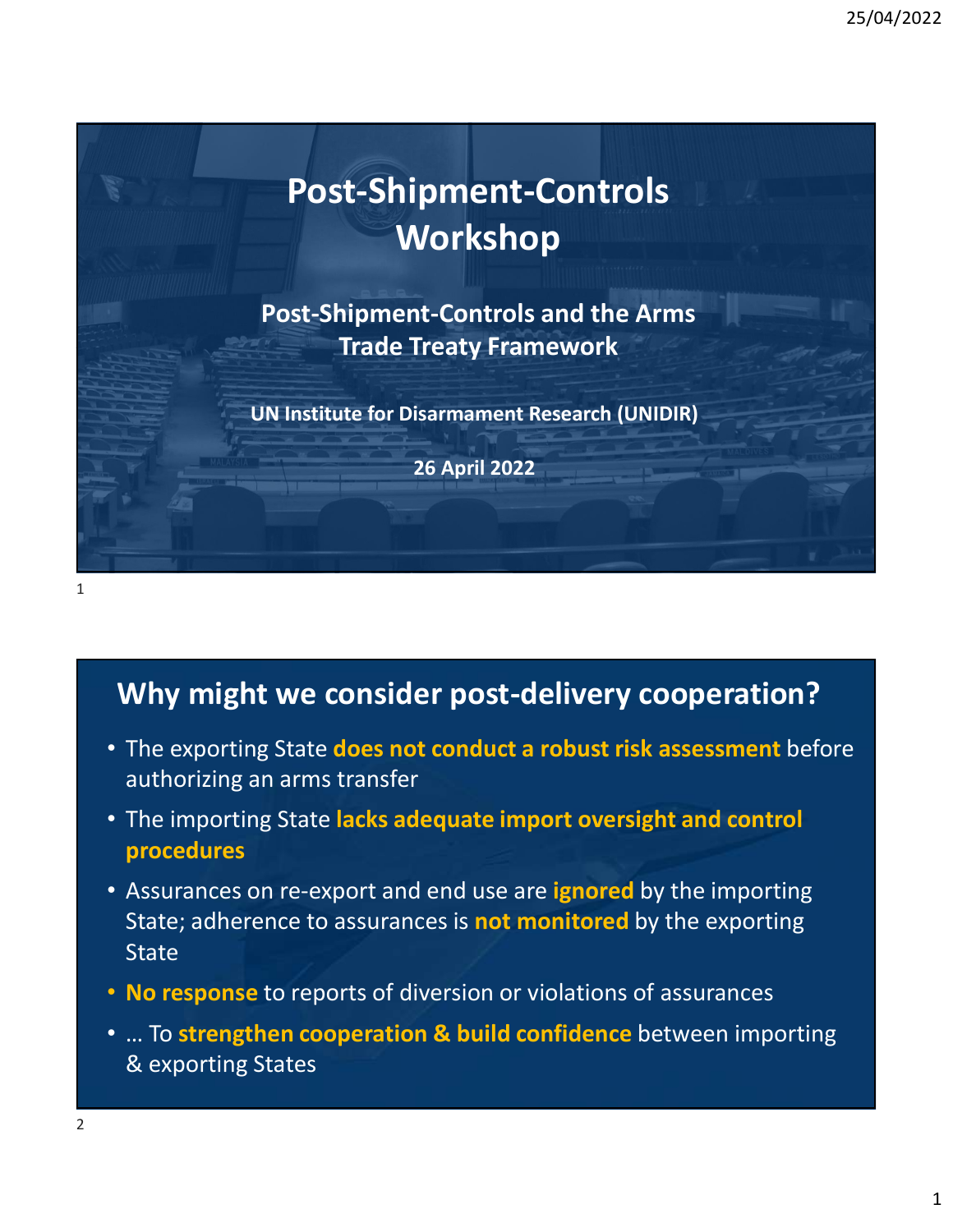# Post-Shipment-Controls Workshop

## Post-Shipment-Controls and the Arms Trade Treaty Framework

**UN Institute for Disarmament Research (UNIDIR)**

**26 April 2022**

## Why might we consider post-delivery cooperation?

- The exporting State **does not conduct a robust risk assessment** before authorizing an arms transfer
- The importing State **lacks adequate import oversight and control procedures**
- Assurances on re-export and end use are **ignored** by the importing State; adherence to assurances is **not monitored** by the exporting State
- **No response** to reports of diversion or violations of assurances
- … To **strengthen cooperation & build confidence** between importing & exporting States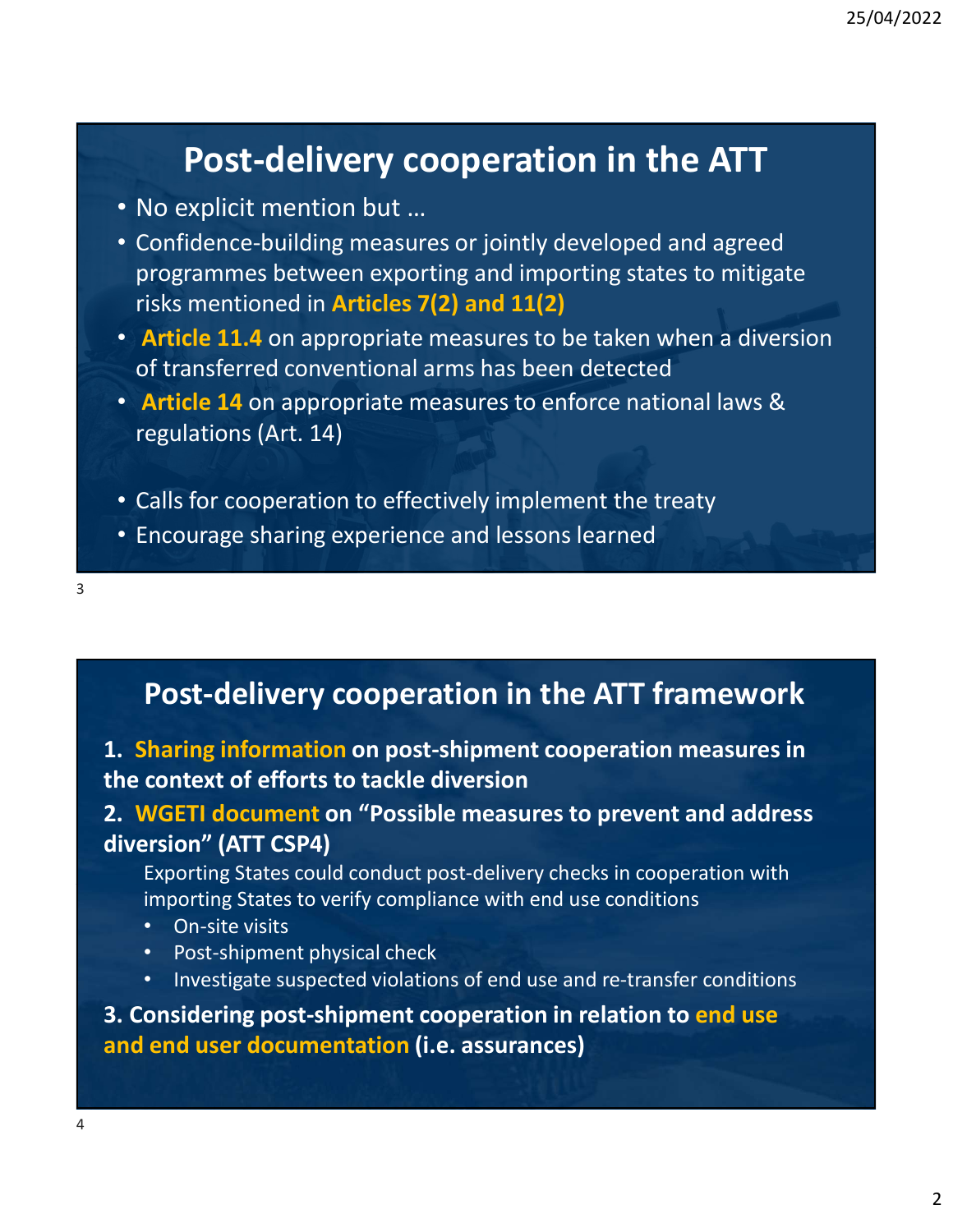## Post-delivery cooperation in the ATT

- No explicit mention but …
- Confidence-building measures or jointly developed and agreed programmes between exporting and importing states to mitigate risks mentioned in **Articles 7(2) and 11(2)**
- **Article 11.4** on appropriate measures to be taken when a diversion of transferred conventional arms has been detected
- **Article 14** on appropriate measures to enforce national laws & regulations (Art. 14)
- Calls for cooperation to effectively implement the treaty
- Encourage sharing experience and lessons learned

## Post-delivery cooperation in the ATT framework

**1. Sharing information on post-shipment cooperation measures in the context of efforts to tackle diversion**

**2. WGETI document on "Possible measures to prevent and address diversion" (ATT CSP4)**

Exporting States could conduct post-delivery checks in cooperation with importing States to verify compliance with end use conditions

- On-site visits
- Post-shipment physical check
- Investigate suspected violations of end use and re-transfer conditions

**3. Considering post-shipment cooperation in relation to end use and end user documentation (i.e. assurances)**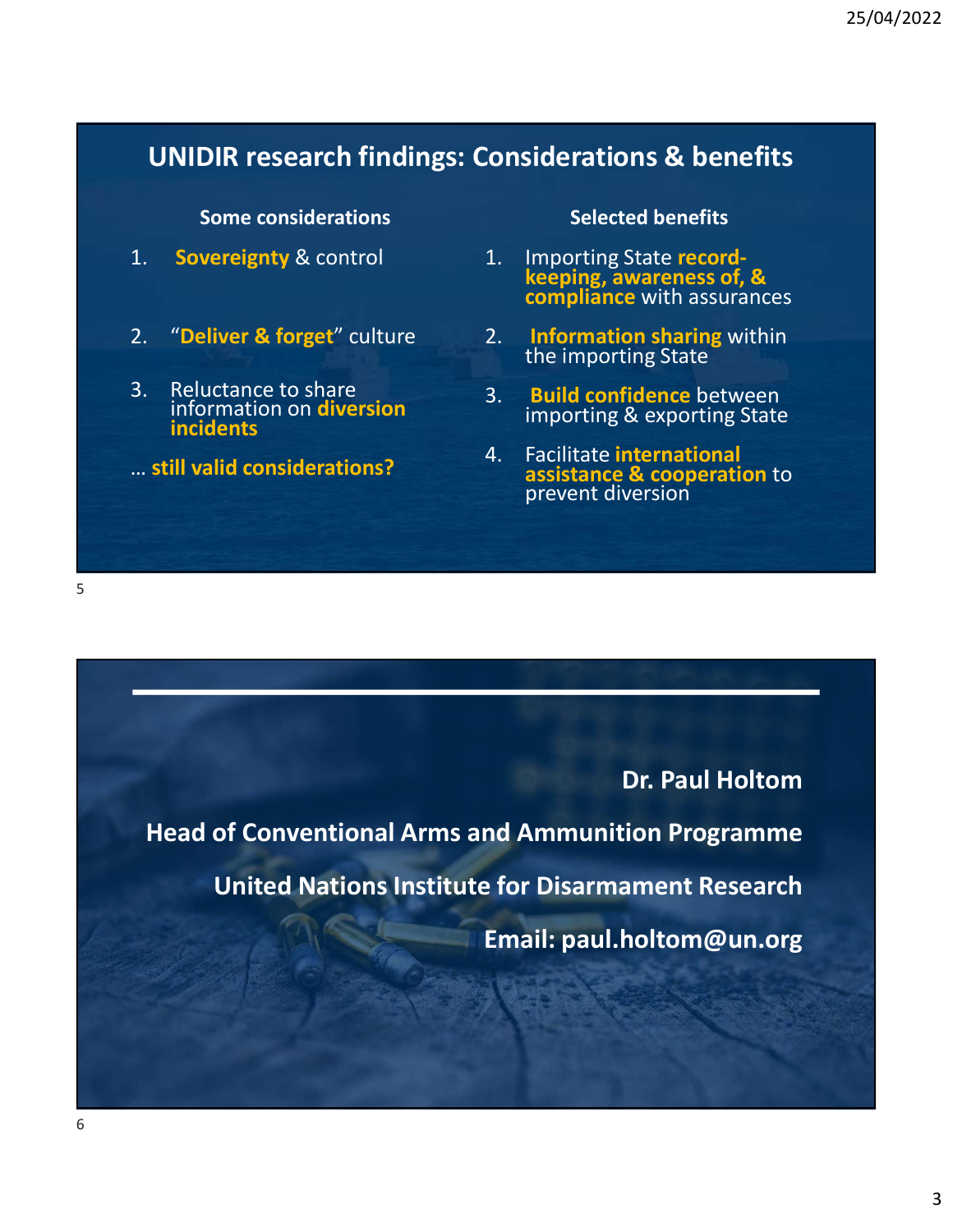## UNIDIR research findings: Considerations & benefits

**Some considerations**

1. **Sovereignty** & control
2. "**Deliver & forget**" culture
3. Reluctance to share information on **diversion incidents**

… **still valid considerations?**

**Selected benefits**

1. Importing State **record-keeping, awareness of, & compliance** with assurances
2. **Information sharing** within the importing State
3. **Build confidence** between importing & exporting State
4. Facilitate **international assistance & cooperation** to prevent diversion

---

**Dr. Paul Holtom**

**Head of Conventional Arms and Ammunition Programme**

**United Nations Institute for Disarmament Research**

**Email: paul.holtom@un.org**